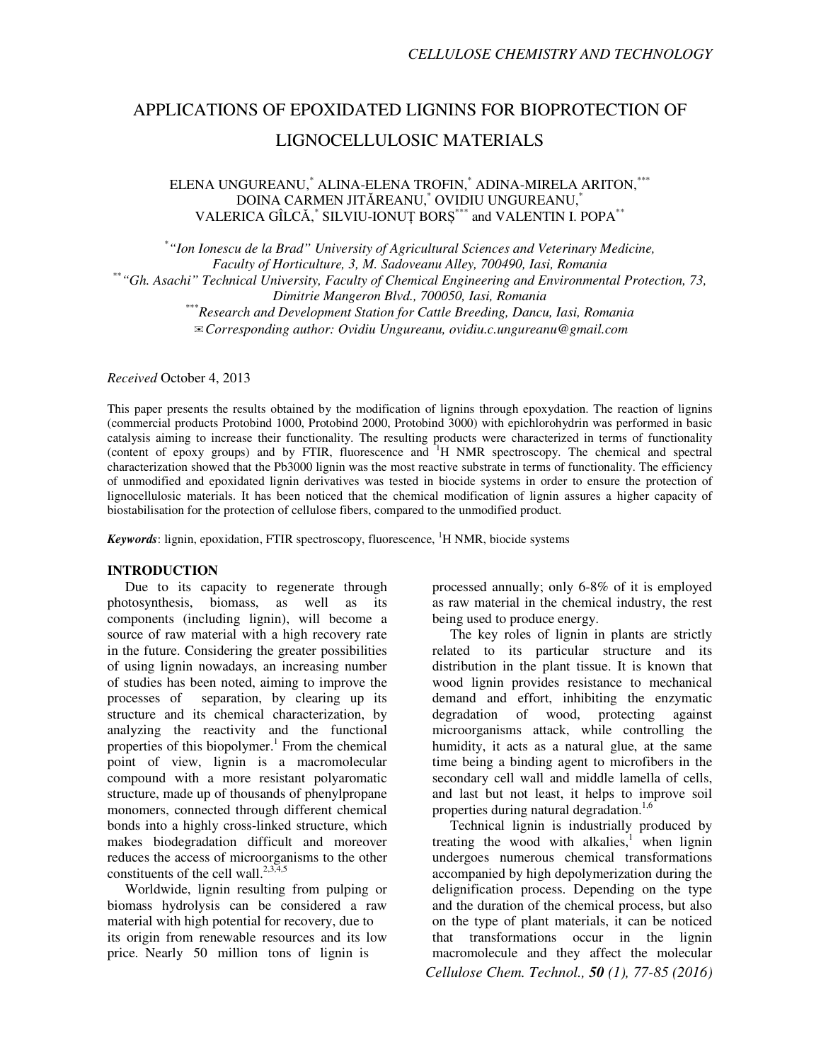# APPLICATIONS OF EPOXIDATED LIGNINS FOR BIOPROTECTION OF LIGNOCELLULOSIC MATERIALS

ELENA UNGUREANU,[*] ALINA-ELENA TROFIN,[*] ADINA-MIRELA ARITON,[***] DOINA CARMEN JITĂREANU,[*] OVIDIU UNGUREANU,[*] VALERICA GÎLCĂ,[*] SILVIU-IONUȚ BORȘ[***] and VALENTIN I. POPA[**]

[*]*"Ion Ionescu de la Brad" University of Agricultural Sciences and Veterinary Medicine, Faculty of Horticulture, 3, M. Sadoveanu Alley, 700490, Iasi, Romania*
[**]*"Gh. Asachi" Technical University, Faculty of Chemical Engineering and Environmental Protection, 73, Dimitrie Mangeron Blvd., 700050, Iasi, Romania*
[***]*Research and Development Station for Cattle Breeding, Dancu, Iasi, Romania*
✉*Corresponding author: Ovidiu Ungureanu, ovidiu.c.ungureanu@gmail.com*

*Received* October 4, 2013

This paper presents the results obtained by the modification of lignins through epoxydation. The reaction of lignins (commercial products Protobind 1000, Protobind 2000, Protobind 3000) with epichlorohydrin was performed in basic catalysis aiming to increase their functionality. The resulting products were characterized in terms of functionality (content of epoxy groups) and by FTIR, fluorescence and $^{1}$H NMR spectroscopy. The chemical and spectral characterization showed that the Pb3000 lignin was the most reactive substrate in terms of functionality. The efficiency of unmodified and epoxidated lignin derivatives was tested in biocide systems in order to ensure the protection of lignocellulosic materials. It has been noticed that the chemical modification of lignin assures a higher capacity of biostabilisation for the protection of cellulose fibers, compared to the unmodified product.

***Keywords***: lignin, epoxidation, FTIR spectroscopy, fluorescence, $^{1}$H NMR, biocide systems

## INTRODUCTION

Due to its capacity to regenerate through photosynthesis, biomass, as well as its components (including lignin), will become a source of raw material with a high recovery rate in the future. Considering the greater possibilities of using lignin nowadays, an increasing number of studies has been noted, aiming to improve the processes of separation, by clearing up its structure and its chemical characterization, by analyzing the reactivity and the functional properties of this biopolymer.[1] From the chemical point of view, lignin is a macromolecular compound with a more resistant polyaromatic structure, made up of thousands of phenylpropane monomers, connected through different chemical bonds into a highly cross-linked structure, which makes biodegradation difficult and moreover reduces the access of microorganisms to the other constituents of the cell wall.[2,3,4,5]

Worldwide, lignin resulting from pulping or biomass hydrolysis can be considered a raw material with high potential for recovery, due to its origin from renewable resources and its low price. Nearly 50 million tons of lignin is processed annually; only 6-8% of it is employed as raw material in the chemical industry, the rest being used to produce energy.

The key roles of lignin in plants are strictly related to its particular structure and its distribution in the plant tissue. It is known that wood lignin provides resistance to mechanical demand and effort, inhibiting the enzymatic degradation of wood, protecting against microorganisms attack, while controlling the humidity, it acts as a natural glue, at the same time being a binding agent to microfibers in the secondary cell wall and middle lamella of cells, and last but not least, it helps to improve soil properties during natural degradation.[1,6]

Technical lignin is industrially produced by treating the wood with alkalies,[1] when lignin undergoes numerous chemical transformations accompanied by high depolymerization during the delignification process. Depending on the type and the duration of the chemical process, but also on the type of plant materials, it can be noticed that transformations occur in the lignin macromolecule and they affect the molecular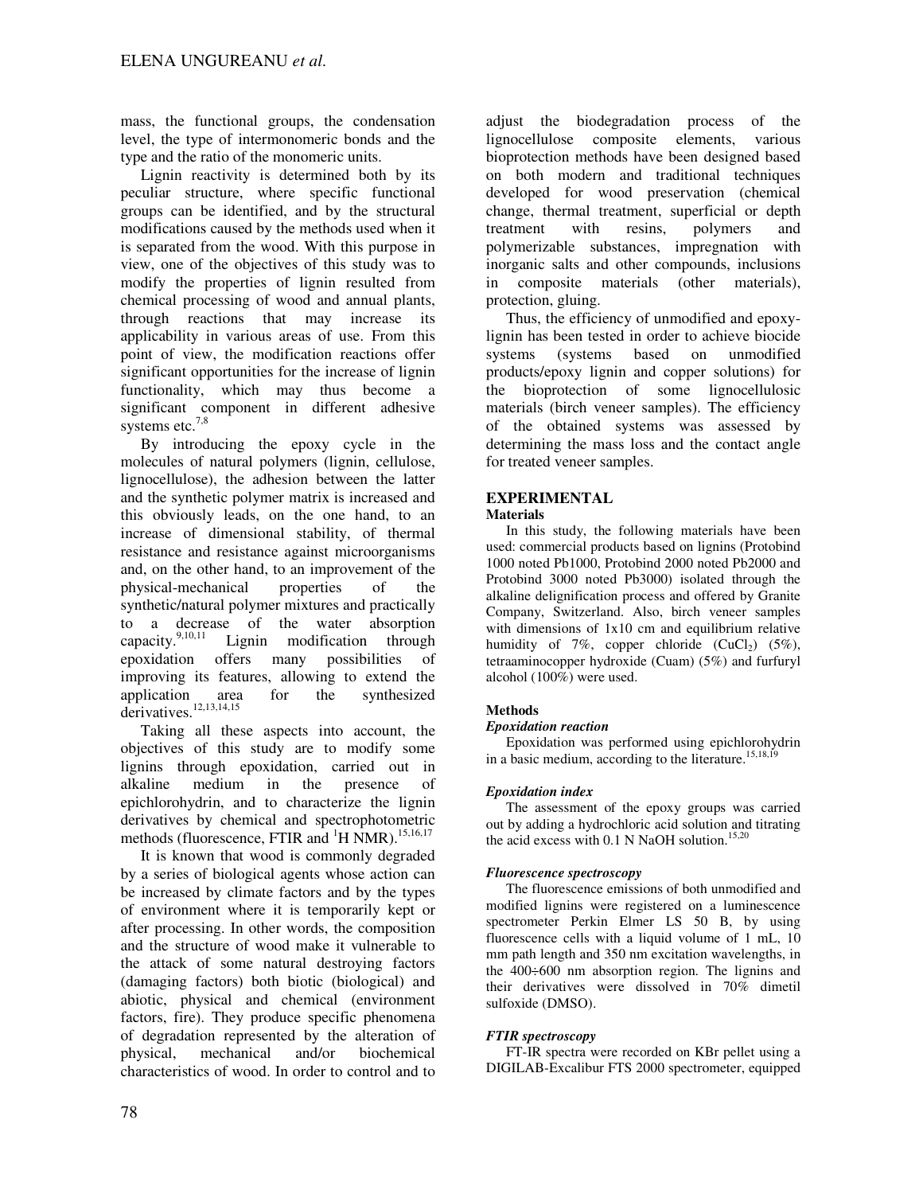mass, the functional groups, the condensation level, the type of intermonomeric bonds and the type and the ratio of the monomeric units.

Lignin reactivity is determined both by its peculiar structure, where specific functional groups can be identified, and by the structural modifications caused by the methods used when it is separated from the wood. With this purpose in view, one of the objectives of this study was to modify the properties of lignin resulted from chemical processing of wood and annual plants, through reactions that may increase its applicability in various areas of use. From this point of view, the modification reactions offer significant opportunities for the increase of lignin functionality, which may thus become a significant component in different adhesive systems etc.[7,8]

By introducing the epoxy cycle in the molecules of natural polymers (lignin, cellulose, lignocellulose), the adhesion between the latter and the synthetic polymer matrix is increased and this obviously leads, on the one hand, to an increase of dimensional stability, of thermal resistance and resistance against microorganisms and, on the other hand, to an improvement of the physical-mechanical properties of the synthetic/natural polymer mixtures and practically to a decrease of the water absorption capacity.[9,10,11] Lignin modification through epoxidation offers many possibilities of improving its features, allowing to extend the application area for the synthesized derivatives.[12,13,14,15]

Taking all these aspects into account, the objectives of this study are to modify some lignins through epoxidation, carried out in alkaline medium in the presence of epichlorohydrin, and to characterize the lignin derivatives by chemical and spectrophotometric methods (fluorescence, FTIR and $^1$H NMR).[15,16,17]

It is known that wood is commonly degraded by a series of biological agents whose action can be increased by climate factors and by the types of environment where it is temporarily kept or after processing. In other words, the composition and the structure of wood make it vulnerable to the attack of some natural destroying factors (damaging factors) both biotic (biological) and abiotic, physical and chemical (environment factors, fire). They produce specific phenomena of degradation represented by the alteration of physical, mechanical and/or biochemical characteristics of wood. In order to control and to adjust the biodegradation process of the lignocellulose composite elements, various bioprotection methods have been designed based on both modern and traditional techniques developed for wood preservation (chemical change, thermal treatment, superficial or depth treatment with resins, polymers and polymerizable substances, impregnation with inorganic salts and other compounds, inclusions in composite materials (other materials), protection, gluing.

Thus, the efficiency of unmodified and epoxy-lignin has been tested in order to achieve biocide systems (systems based on unmodified products/epoxy lignin and copper solutions) for the bioprotection of some lignocellulosic materials (birch veneer samples). The efficiency of the obtained systems was assessed by determining the mass loss and the contact angle for treated veneer samples.

## EXPERIMENTAL

### Materials

In this study, the following materials have been used: commercial products based on lignins (Protobind 1000 noted Pb1000, Protobind 2000 noted Pb2000 and Protobind 3000 noted Pb3000) isolated through the alkaline delignification process and offered by Granite Company, Switzerland. Also, birch veneer samples with dimensions of 1x10 cm and equilibrium relative humidity of 7%, copper chloride ($CuCl_2$) (5%), tetraaminocopper hydroxide (Cuam) (5%) and furfuryl alcohol (100%) were used.

### Methods

#### *Epoxidation reaction*

Epoxidation was performed using epichlorohydrin in a basic medium, according to the literature.[15,18,19]

#### *Epoxidation index*

The assessment of the epoxy groups was carried out by adding a hydrochloric acid solution and titrating the acid excess with 0.1 N NaOH solution.[15,20]

#### *Fluorescence spectroscopy*

The fluorescence emissions of both unmodified and modified lignins were registered on a luminescence spectrometer Perkin Elmer LS 50 B, by using fluorescence cells with a liquid volume of 1 mL, 10 mm path length and 350 nm excitation wavelengths, in the 400÷600 nm absorption region. The lignins and their derivatives were dissolved in 70% dimetil sulfoxide (DMSO).

#### *FTIR spectroscopy*

FT-IR spectra were recorded on KBr pellet using a DIGILAB-Excalibur FTS 2000 spectrometer, equipped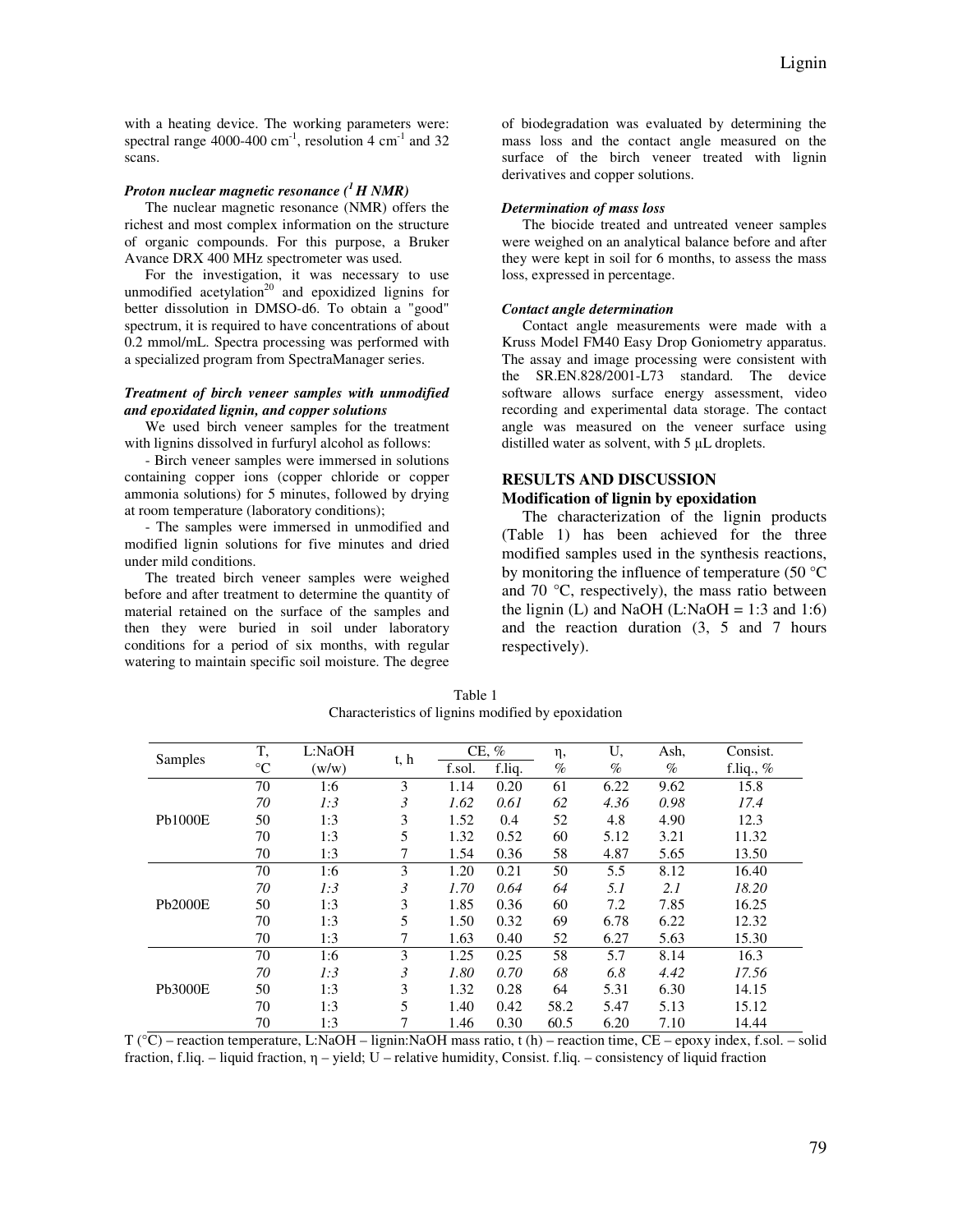with a heating device. The working parameters were: spectral range 4000-400 $cm^{-1}$, resolution 4 $cm^{-1}$ and 32 scans.

***Proton nuclear magnetic resonance ($^1H$ NMR)***

The nuclear magnetic resonance (NMR) offers the richest and most complex information on the structure of organic compounds. For this purpose, a Bruker Avance DRX 400 MHz spectrometer was used.

For the investigation, it was necessary to use unmodified acetylation[20] and epoxidized lignins for better dissolution in DMSO-d6. To obtain a "good" spectrum, it is required to have concentrations of about 0.2 mmol/mL. Spectra processing was performed with a specialized program from SpectraManager series.

***Treatment of birch veneer samples with unmodified and epoxidated lignin, and copper solutions***

We used birch veneer samples for the treatment with lignins dissolved in furfuryl alcohol as follows:

- Birch veneer samples were immersed in solutions containing copper ions (copper chloride or copper ammonia solutions) for 5 minutes, followed by drying at room temperature (laboratory conditions);
- The samples were immersed in unmodified and modified lignin solutions for five minutes and dried under mild conditions.

The treated birch veneer samples were weighed before and after treatment to determine the quantity of material retained on the surface of the samples and then they were buried in soil under laboratory conditions for a period of six months, with regular watering to maintain specific soil moisture. The degree of biodegradation was evaluated by determining the mass loss and the contact angle measured on the surface of the birch veneer treated with lignin derivatives and copper solutions.

***Determination of mass loss***

The biocide treated and untreated veneer samples were weighed on an analytical balance before and after they were kept in soil for 6 months, to assess the mass loss, expressed in percentage.

***Contact angle determination***

Contact angle measurements were made with a Kruss Model FM40 Easy Drop Goniometry apparatus. The assay and image processing were consistent with the SR.EN.828/2001-L73 standard. The device software allows surface energy assessment, video recording and experimental data storage. The contact angle was measured on the veneer surface using distilled water as solvent, with 5 µL droplets.

## RESULTS AND DISCUSSION

### Modification of lignin by epoxidation

The characterization of the lignin products (Table 1) has been achieved for the three modified samples used in the synthesis reactions, by monitoring the influence of temperature (50 °C and 70 °C, respectively), the mass ratio between the lignin (L) and NaOH (L:NaOH = 1:3 and 1:6) and the reaction duration (3, 5 and 7 hours respectively).

Table 1
Characteristics of lignins modified by epoxidation

| Samples | T, °C | L:NaOH (w/w) | t, h | CE, % | | η, % | U, % | Ash, % | Consist. f.liq., % |
|---|---|---|---|---|---|---|---|---|---|
| | | | | f.sol. | f.liq. | | | | |
| Pb1000E | 70 | 1:6 | 3 | 1.14 | 0.20 | 61 | 6.22 | 9.62 | 15.8 |
| | *70* | *1:3* | *3* | *1.62* | *0.61* | *62* | *4.36* | *0.98* | *17.4* |
| | 50 | 1:3 | 3 | 1.52 | 0.4 | 52 | 4.8 | 4.90 | 12.3 |
| | 70 | 1:3 | 5 | 1.32 | 0.52 | 60 | 5.12 | 3.21 | 11.32 |
| | 70 | 1:3 | 7 | 1.54 | 0.36 | 58 | 4.87 | 5.65 | 13.50 |
| Pb2000E | 70 | 1:6 | 3 | 1.20 | 0.21 | 50 | 5.5 | 8.12 | 16.40 |
| | *70* | *1:3* | *3* | *1.70* | *0.64* | *64* | *5.1* | *2.1* | *18.20* |
| | 50 | 1:3 | 3 | 1.85 | 0.36 | 60 | 7.2 | 7.85 | 16.25 |
| | 70 | 1:3 | 5 | 1.50 | 0.32 | 69 | 6.78 | 6.22 | 12.32 |
| | 70 | 1:3 | 7 | 1.63 | 0.40 | 52 | 6.27 | 5.63 | 15.30 |
| Pb3000E | 70 | 1:6 | 3 | 1.25 | 0.25 | 58 | 5.7 | 8.14 | 16.3 |
| | *70* | *1:3* | *3* | *1.80* | *0.70* | *68* | *6.8* | *4.42* | *17.56* |
| | 50 | 1:3 | 3 | 1.32 | 0.28 | 64 | 5.31 | 6.30 | 14.15 |
| | 70 | 1:3 | 5 | 1.40 | 0.42 | 58.2 | 5.47 | 5.13 | 15.12 |
| | 70 | 1:3 | 7 | 1.46 | 0.30 | 60.5 | 6.20 | 7.10 | 14.44 |

T (°C) – reaction temperature, L:NaOH – lignin:NaOH mass ratio, t (h) – reaction time, CE – epoxy index, f.sol. – solid fraction, f.liq. – liquid fraction, η – yield; U – relative humidity, Consist. f.liq. – consistency of liquid fraction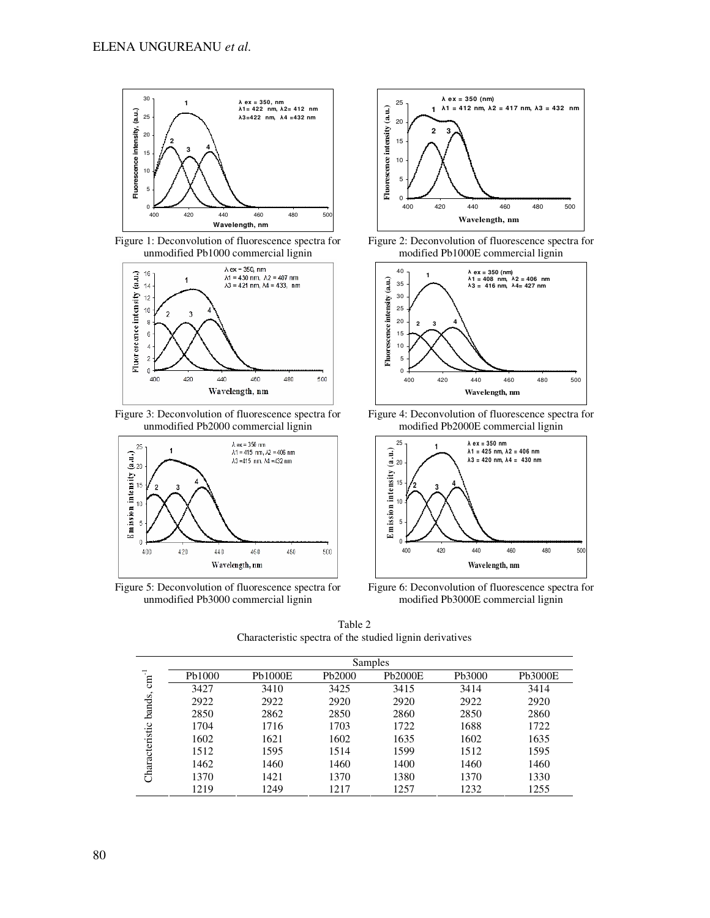Figure 1: Deconvolution of fluorescence spectra for unmodified Pb1000 commercial lignin

Figure 2: Deconvolution of fluorescence spectra for modified Pb1000E commercial lignin

Figure 3: Deconvolution of fluorescence spectra for unmodified Pb2000 commercial lignin

Figure 4: Deconvolution of fluorescence spectra for modified Pb2000E commercial lignin

Figure 5: Deconvolution of fluorescence spectra for unmodified Pb3000 commercial lignin

Figure 6: Deconvolution of fluorescence spectra for modified Pb3000E commercial lignin

Table 2
Characteristic spectra of the studied lignin derivatives

| | Samples | | | | | |
|---|---|---|---|---|---|---|
| | Pb1000 | Pb1000E | Pb2000 | Pb2000E | Pb3000 | Pb3000E |
| Characteristic bands, $cm^{-1}$ | 3427 | 3410 | 3425 | 3415 | 3414 | 3414 |
| | 2922 | 2922 | 2920 | 2920 | 2922 | 2920 |
| | 2850 | 2862 | 2850 | 2860 | 2850 | 2860 |
| | 1704 | 1716 | 1703 | 1722 | 1688 | 1722 |
| | 1602 | 1621 | 1602 | 1635 | 1602 | 1635 |
| | 1512 | 1595 | 1514 | 1599 | 1512 | 1595 |
| | 1462 | 1460 | 1460 | 1400 | 1460 | 1460 |
| | 1370 | 1421 | 1370 | 1380 | 1370 | 1330 |
| | 1219 | 1249 | 1217 | 1257 | 1232 | 1255 |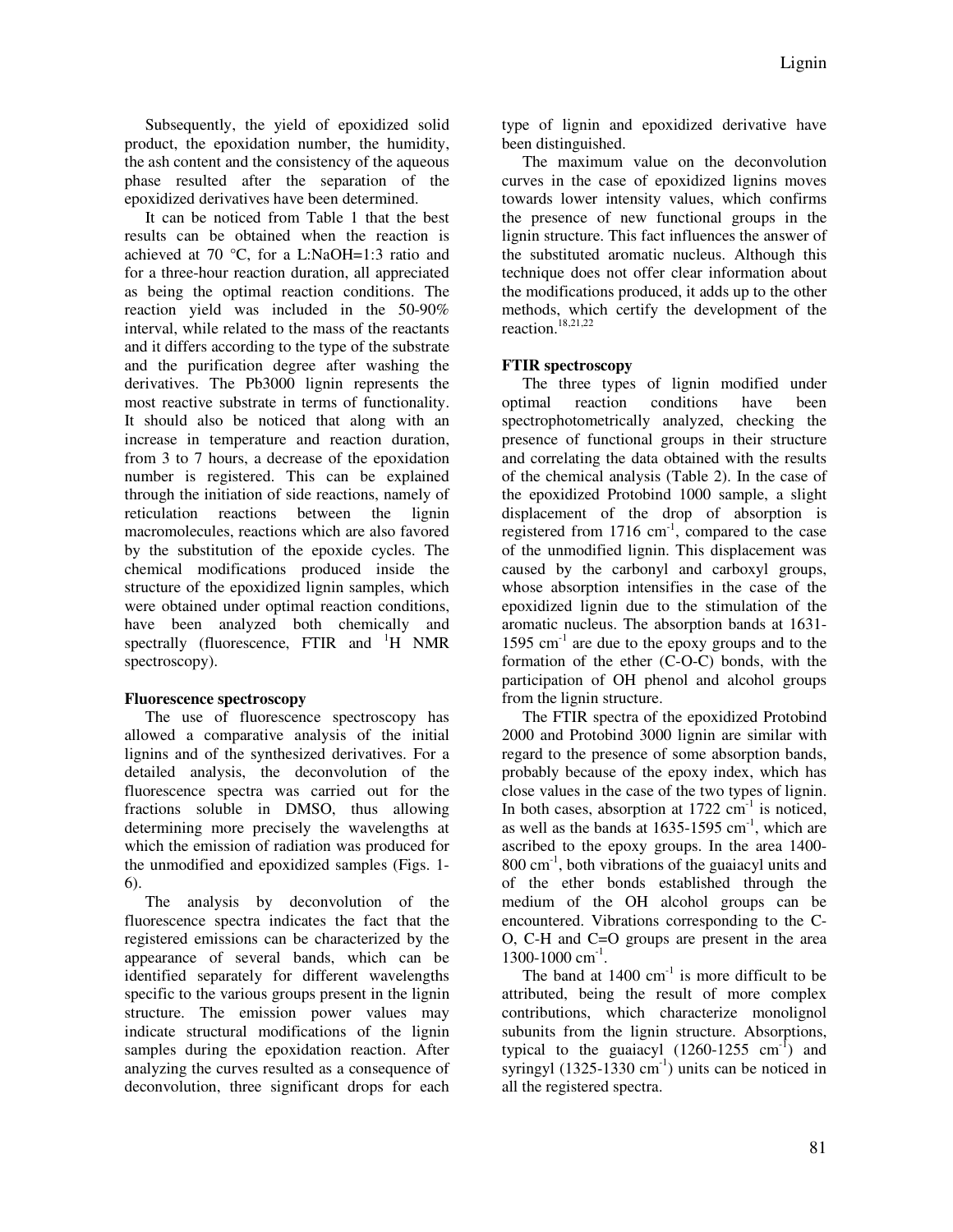Subsequently, the yield of epoxidized solid product, the epoxidation number, the humidity, the ash content and the consistency of the aqueous phase resulted after the separation of the epoxidized derivatives have been determined.

It can be noticed from Table 1 that the best results can be obtained when the reaction is achieved at 70 °C, for a L:NaOH=1:3 ratio and for a three-hour reaction duration, all appreciated as being the optimal reaction conditions. The reaction yield was included in the 50-90% interval, while related to the mass of the reactants and it differs according to the type of the substrate and the purification degree after washing the derivatives. The Pb3000 lignin represents the most reactive substrate in terms of functionality. It should also be noticed that along with an increase in temperature and reaction duration, from 3 to 7 hours, a decrease of the epoxidation number is registered. This can be explained through the initiation of side reactions, namely of reticulation reactions between the lignin macromolecules, reactions which are also favored by the substitution of the epoxide cycles. The chemical modifications produced inside the structure of the epoxidized lignin samples, which were obtained under optimal reaction conditions, have been analyzed both chemically and spectrally (fluorescence, FTIR and $^1$H NMR spectroscopy).

**Fluorescence spectroscopy**

The use of fluorescence spectroscopy has allowed a comparative analysis of the initial lignins and of the synthesized derivatives. For a detailed analysis, the deconvolution of the fluorescence spectra was carried out for the fractions soluble in DMSO, thus allowing determining more precisely the wavelengths at which the emission of radiation was produced for the unmodified and epoxidized samples (Figs. 1-6).

The analysis by deconvolution of the fluorescence spectra indicates the fact that the registered emissions can be characterized by the appearance of several bands, which can be identified separately for different wavelengths specific to the various groups present in the lignin structure. The emission power values may indicate structural modifications of the lignin samples during the epoxidation reaction. After analyzing the curves resulted as a consequence of deconvolution, three significant drops for each type of lignin and epoxidized derivative have been distinguished.

The maximum value on the deconvolution curves in the case of epoxidized lignins moves towards lower intensity values, which confirms the presence of new functional groups in the lignin structure. This fact influences the answer of the substituted aromatic nucleus. Although this technique does not offer clear information about the modifications produced, it adds up to the other methods, which certify the development of the reaction.[18,21,22]

**FTIR spectroscopy**

The three types of lignin modified under optimal reaction conditions have been spectrophotometrically analyzed, checking the presence of functional groups in their structure and correlating the data obtained with the results of the chemical analysis (Table 2). In the case of the epoxidized Protobind 1000 sample, a slight displacement of the drop of absorption is registered from 1716 cm$^{-1}$, compared to the case of the unmodified lignin. This displacement was caused by the carbonyl and carboxyl groups, whose absorption intensifies in the case of the epoxidized lignin due to the stimulation of the aromatic nucleus. The absorption bands at 1631-1595 cm$^{-1}$ are due to the epoxy groups and to the formation of the ether (C-O-C) bonds, with the participation of OH phenol and alcohol groups from the lignin structure.

The FTIR spectra of the epoxidized Protobind 2000 and Protobind 3000 lignin are similar with regard to the presence of some absorption bands, probably because of the epoxy index, which has close values in the case of the two types of lignin. In both cases, absorption at 1722 cm$^{-1}$ is noticed, as well as the bands at 1635-1595 cm$^{-1}$, which are ascribed to the epoxy groups. In the area 1400-800 cm$^{-1}$, both vibrations of the guaiacyl units and of the ether bonds established through the medium of the OH alcohol groups can be encountered. Vibrations corresponding to the C-O, C-H and C=O groups are present in the area 1300-1000 cm$^{-1}$.

The band at 1400 cm$^{-1}$ is more difficult to be attributed, being the result of more complex contributions, which characterize monolignol subunits from the lignin structure. Absorptions, typical to the guaiacyl (1260-1255 cm$^{-1}$) and syringyl (1325-1330 cm$^{-1}$) units can be noticed in all the registered spectra.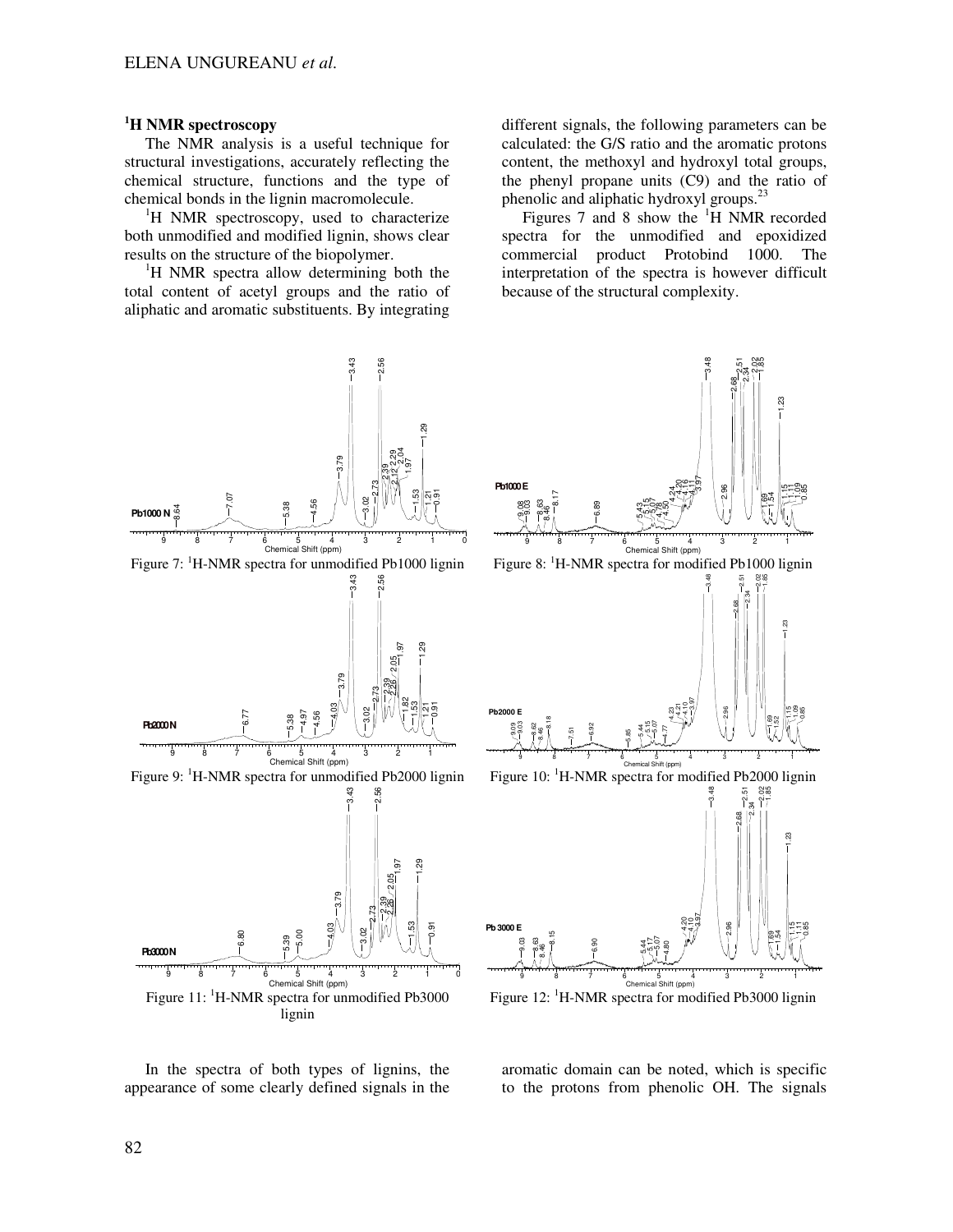### $^1$H NMR spectroscopy

The NMR analysis is a useful technique for structural investigations, accurately reflecting the chemical structure, functions and the type of chemical bonds in the lignin macromolecule.

$^1$H NMR spectroscopy, used to characterize both unmodified and modified lignin, shows clear results on the structure of the biopolymer.

$^1$H NMR spectra allow determining both the total content of acetyl groups and the ratio of aliphatic and aromatic substituents. By integrating different signals, the following parameters can be calculated: the G/S ratio and the aromatic protons content, the methoxyl and hydroxyl total groups, the phenyl propane units (C9) and the ratio of phenolic and aliphatic hydroxyl groups.[23]

Figures 7 and 8 show the $^1$H NMR recorded spectra for the unmodified and epoxidized commercial product Protobind 1000. The interpretation of the spectra is however difficult because of the structural complexity.

Figure 7: $^1$H-NMR spectra for unmodified Pb1000 lignin

Figure 8: $^1$H-NMR spectra for modified Pb1000 lignin

Figure 9: $^1$H-NMR spectra for unmodified Pb2000 lignin

Figure 10: $^1$H-NMR spectra for modified Pb2000 lignin

Figure 11: $^1$H-NMR spectra for unmodified Pb3000 lignin

Figure 12: $^1$H-NMR spectra for modified Pb3000 lignin

In the spectra of both types of lignins, the appearance of some clearly defined signals in the aromatic domain can be noted, which is specific to the protons from phenolic OH. The signals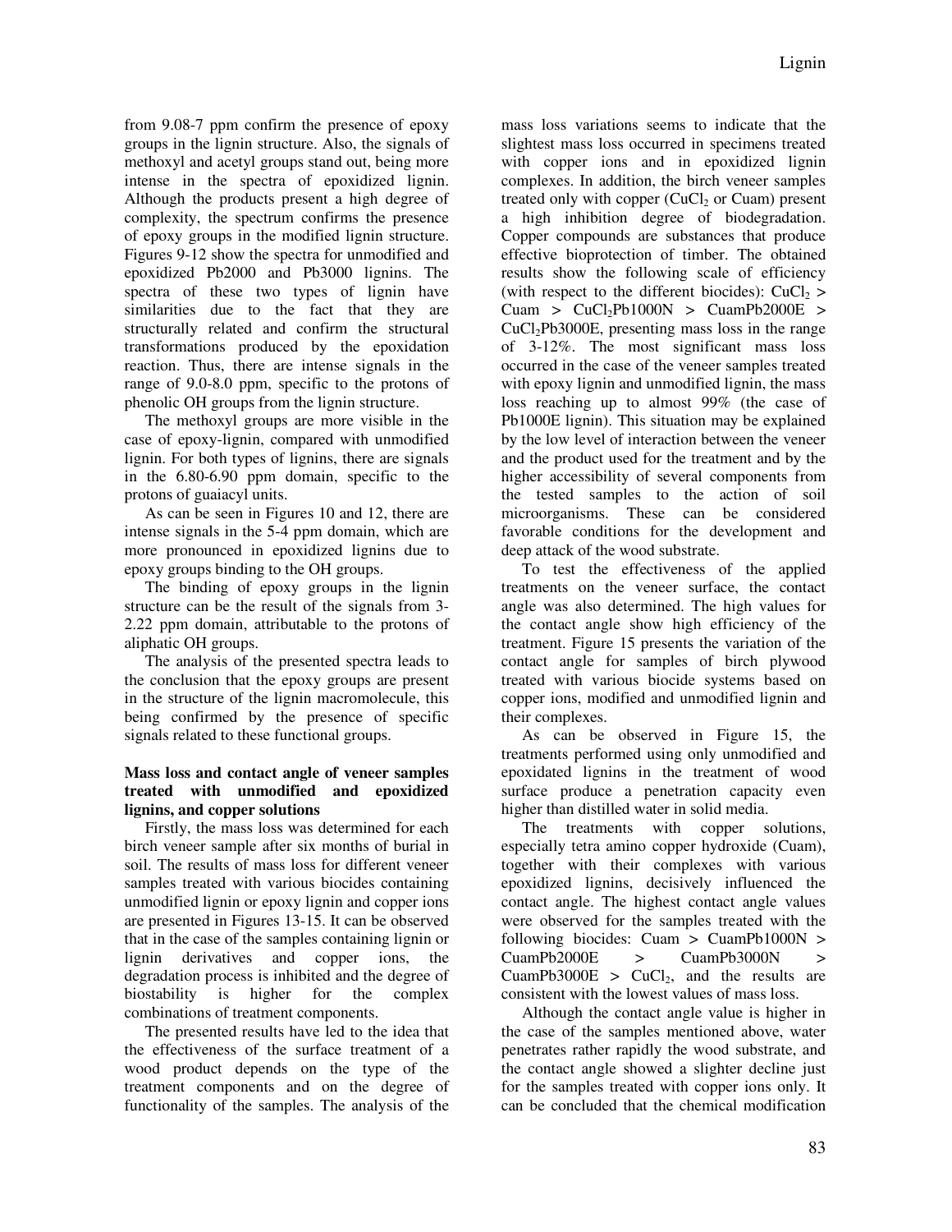from 9.08-7 ppm confirm the presence of epoxy groups in the lignin structure. Also, the signals of methoxyl and acetyl groups stand out, being more intense in the spectra of epoxidized lignin. Although the products present a high degree of complexity, the spectrum confirms the presence of epoxy groups in the modified lignin structure. Figures 9-12 show the spectra for unmodified and epoxidized Pb2000 and Pb3000 lignins. The spectra of these two types of lignin have similarities due to the fact that they are structurally related and confirm the structural transformations produced by the epoxidation reaction. Thus, there are intense signals in the range of 9.0-8.0 ppm, specific to the protons of phenolic OH groups from the lignin structure.

The methoxyl groups are more visible in the case of epoxy-lignin, compared with unmodified lignin. For both types of lignins, there are signals in the 6.80-6.90 ppm domain, specific to the protons of guaiacyl units.

As can be seen in Figures 10 and 12, there are intense signals in the 5-4 ppm domain, which are more pronounced in epoxidized lignins due to epoxy groups binding to the OH groups.

The binding of epoxy groups in the lignin structure can be the result of the signals from 3-2.22 ppm domain, attributable to the protons of aliphatic OH groups.

The analysis of the presented spectra leads to the conclusion that the epoxy groups are present in the structure of the lignin macromolecule, this being confirmed by the presence of specific signals related to these functional groups.

**Mass loss and contact angle of veneer samples treated with unmodified and epoxidized lignins, and copper solutions**

Firstly, the mass loss was determined for each birch veneer sample after six months of burial in soil. The results of mass loss for different veneer samples treated with various biocides containing unmodified lignin or epoxy lignin and copper ions are presented in Figures 13-15. It can be observed that in the case of the samples containing lignin or lignin derivatives and copper ions, the degradation process is inhibited and the degree of biostability is higher for the complex combinations of treatment components.

The presented results have led to the idea that the effectiveness of the surface treatment of a wood product depends on the type of the treatment components and on the degree of functionality of the samples. The analysis of the mass loss variations seems to indicate that the slightest mass loss occurred in specimens treated with copper ions and in epoxidized lignin complexes. In addition, the birch veneer samples treated only with copper ($CuCl_2$ or Cuam) present a high inhibition degree of biodegradation. Copper compounds are substances that produce effective bioprotection of timber. The obtained results show the following scale of efficiency (with respect to the different biocides): $CuCl_2$ > Cuam > $CuCl_2$Pb1000N > CuamPb2000E > $CuCl_2$Pb3000E, presenting mass loss in the range of 3-12%. The most significant mass loss occurred in the case of the veneer samples treated with epoxy lignin and unmodified lignin, the mass loss reaching up to almost 99% (the case of Pb1000E lignin). This situation may be explained by the low level of interaction between the veneer and the product used for the treatment and by the higher accessibility of several components from the tested samples to the action of soil microorganisms. These can be considered favorable conditions for the development and deep attack of the wood substrate.

To test the effectiveness of the applied treatments on the veneer surface, the contact angle was also determined. The high values for the contact angle show high efficiency of the treatment. Figure 15 presents the variation of the contact angle for samples of birch plywood treated with various biocide systems based on copper ions, modified and unmodified lignin and their complexes.

As can be observed in Figure 15, the treatments performed using only unmodified and epoxidated lignins in the treatment of wood surface produce a penetration capacity even higher than distilled water in solid media.

The treatments with copper solutions, especially tetra amino copper hydroxide (Cuam), together with their complexes with various epoxidized lignins, decisively influenced the contact angle. The highest contact angle values were observed for the samples treated with the following biocides: Cuam > CuamPb1000N > CuamPb2000E > CuamPb3000N > CuamPb3000E > $CuCl_2$, and the results are consistent with the lowest values of mass loss.

Although the contact angle value is higher in the case of the samples mentioned above, water penetrates rather rapidly the wood substrate, and the contact angle showed a slighter decline just for the samples treated with copper ions only. It can be concluded that the chemical modification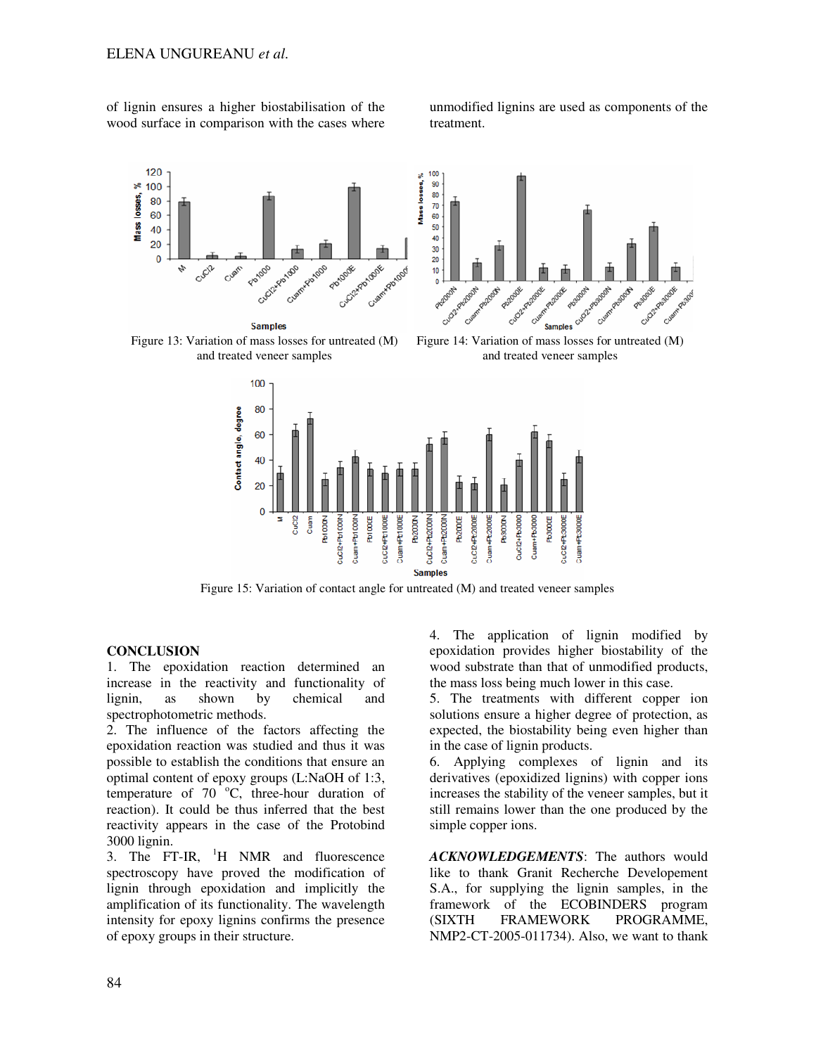of lignin ensures a higher biostabilisation of the wood surface in comparison with the cases where unmodified lignins are used as components of the treatment.

Figure 13: Variation of mass losses for untreated (M) and treated veneer samples

Figure 14: Variation of mass losses for untreated (M) and treated veneer samples

Figure 15: Variation of contact angle for untreated (M) and treated veneer samples

## CONCLUSION

1. The epoxidation reaction determined an increase in the reactivity and functionality of lignin, as shown by chemical and spectrophotometric methods.
2. The influence of the factors affecting the epoxidation reaction was studied and thus it was possible to establish the conditions that ensure an optimal content of epoxy groups (L:NaOH of 1:3, temperature of 70 °C, three-hour duration of reaction). It could be thus inferred that the best reactivity appears in the case of the Protobind 3000 lignin.
3. The FT-IR, $^{1}$H NMR and fluorescence spectroscopy have proved the modification of lignin through epoxidation and implicitly the amplification of its functionality. The wavelength intensity for epoxy lignins confirms the presence of epoxy groups in their structure.
4. The application of lignin modified by epoxidation provides higher biostability of the wood substrate than that of unmodified products, the mass loss being much lower in this case.
5. The treatments with different copper ion solutions ensure a higher degree of protection, as expected, the biostability being even higher than in the case of lignin products.
6. Applying complexes of lignin and its derivatives (epoxidized lignins) with copper ions increases the stability of the veneer samples, but it still remains lower than the one produced by the simple copper ions.

***ACKNOWLEDGEMENTS***: The authors would like to thank Granit Recherche Developement S.A., for supplying the lignin samples, in the framework of the ECOBINDERS program (SIXTH FRAMEWORK PROGRAMME, NMP2-CT-2005-011734). Also, we want to thank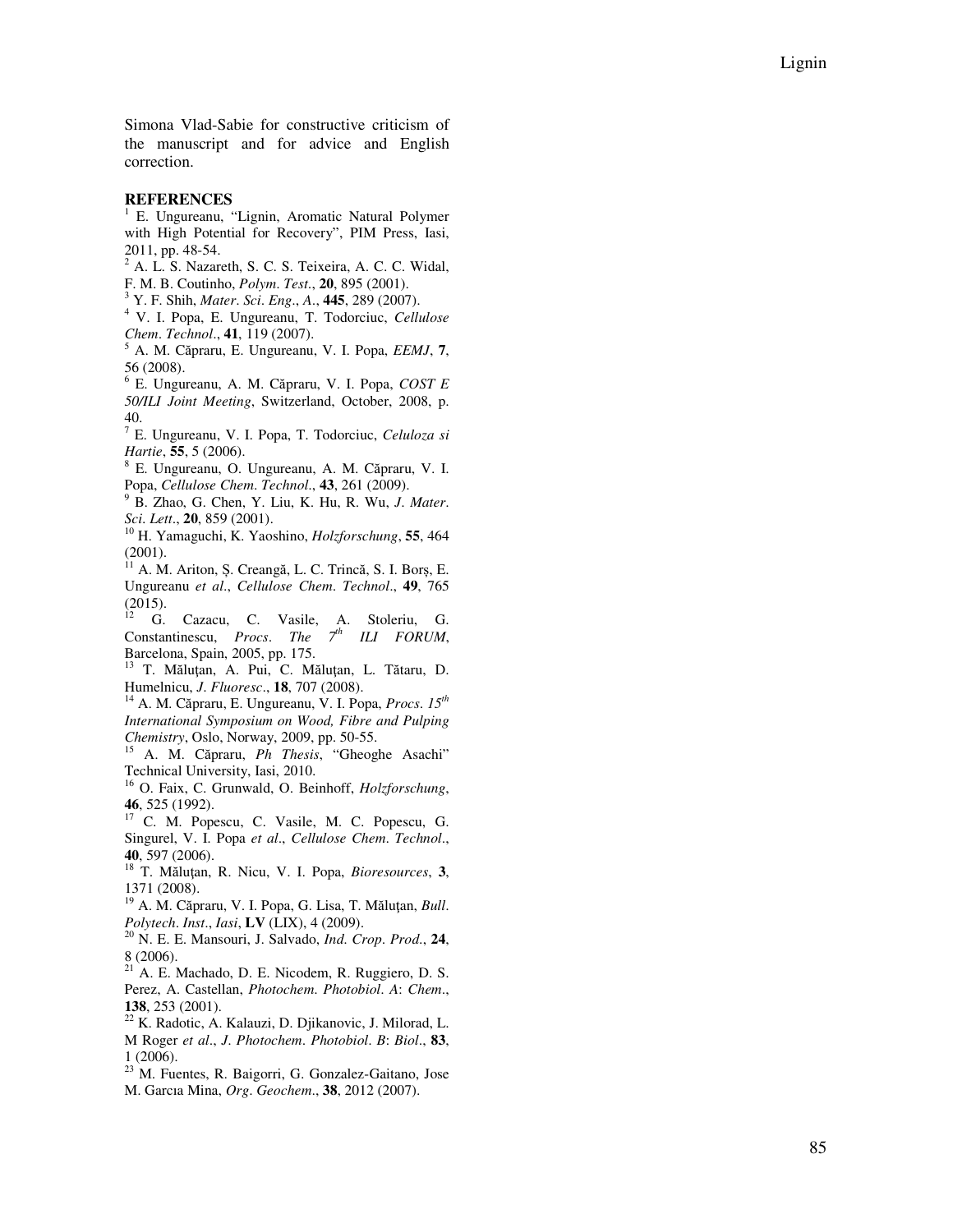Simona Vlad-Sabie for constructive criticism of the manuscript and for advice and English correction.

## REFERENCES

[1] E. Ungureanu, "Lignin, Aromatic Natural Polymer with High Potential for Recovery", PIM Press, Iasi, 2011, pp. 48-54.

[2] A. L. S. Nazareth, S. C. S. Teixeira, A. C. C. Widal, F. M. B. Coutinho, *Polym. Test.*, **20**, 895 (2001).

[3] Y. F. Shih, *Mater. Sci. Eng., A.*, **445**, 289 (2007).

[4] V. I. Popa, E. Ungureanu, T. Todorciuc, *Cellulose Chem. Technol.*, **41**, 119 (2007).

[5] A. M. Căpraru, E. Ungureanu, V. I. Popa, *EEMJ*, **7**, 56 (2008).

[6] E. Ungureanu, A. M. Căpraru, V. I. Popa, *COST E 50/ILI Joint Meeting*, Switzerland, October, 2008, p. 40.

[7] E. Ungureanu, V. I. Popa, T. Todorciuc, *Celuloza si Hartie*, **55**, 5 (2006).

[8] E. Ungureanu, O. Ungureanu, A. M. Căpraru, V. I. Popa, *Cellulose Chem. Technol.*, **43**, 261 (2009).

[9] B. Zhao, G. Chen, Y. Liu, K. Hu, R. Wu, *J. Mater. Sci. Lett.*, **20**, 859 (2001).

[10] H. Yamaguchi, K. Yaoshino, *Holzforschung*, **55**, 464 (2001).

[11] A. M. Ariton, Ș. Creangă, L. C. Trincă, S. I. Borș, E. Ungureanu *et al.*, *Cellulose Chem. Technol.*, **49**, 765 (2015).

[12] G. Cazacu, C. Vasile, A. Stoleriu, G. Constantinescu, *Procs. The 7th ILI FORUM*, Barcelona, Spain, 2005, pp. 175.

[13] T. Măluţan, A. Pui, C. Măluţan, L. Tătaru, D. Humelnicu, *J. Fluoresc.*, **18**, 707 (2008).

[14] A. M. Căpraru, E. Ungureanu, V. I. Popa, *Procs. 15th International Symposium on Wood, Fibre and Pulping Chemistry*, Oslo, Norway, 2009, pp. 50-55.

[15] A. M. Căpraru, *Ph Thesis*, "Gheoghe Asachi" Technical University, Iasi, 2010.

[16] O. Faix, C. Grunwald, O. Beinhoff, *Holzforschung*, **46**, 525 (1992).

[17] C. M. Popescu, C. Vasile, M. C. Popescu, G. Singurel, V. I. Popa *et al.*, *Cellulose Chem. Technol.*, **40**, 597 (2006).

[18] T. Măluţan, R. Nicu, V. I. Popa, *Bioresources*, **3**, 1371 (2008).

[19] A. M. Căpraru, V. I. Popa, G. Lisa, T. Măluţan, *Bull. Polytech. Inst., Iasi*, **LV** (LIX), 4 (2009).

[20] N. E. E. Mansouri, J. Salvado, *Ind. Crop. Prod.*, **24**, 8 (2006).

[21] A. E. Machado, D. E. Nicodem, R. Ruggiero, D. S. Perez, A. Castellan, *Photochem. Photobiol. A: Chem.*, **138**, 253 (2001).

[22] K. Radotic, A. Kalauzi, D. Djikanovic, J. Milorad, L. M Roger *et al.*, *J. Photochem. Photobiol. B: Biol.*, **83**, 1 (2006).

[23] M. Fuentes, R. Baigorri, G. Gonzalez-Gaitano, Jose M. Garcıa Mina, *Org. Geochem.*, **38**, 2012 (2007).